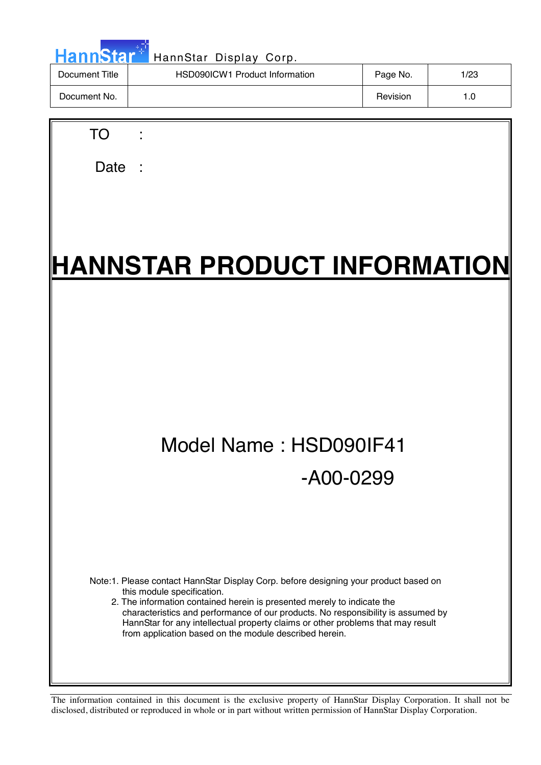| Document Title | HSD090ICW1 Product Information | Page No. | 1/23 |
|---|---|---|---|
| Document No. | | Revision | 1.0 |

TO :

Date :

# HANNSTAR PRODUCT INFORMATION

Model Name : HSD090IF41

-A00-0299

Note:1. Please contact HannStar Display Corp. before designing your product based on this module specification.

2. The information contained herein is presented merely to indicate the characteristics and performance of our products. No responsibility is assumed by HannStar for any intellectual property claims or other problems that may result from application based on the module described herein.

The information contained in this document is the exclusive property of HannStar Display Corporation. It shall not be disclosed, distributed or reproduced in whole or in part without written permission of HannStar Display Corporation.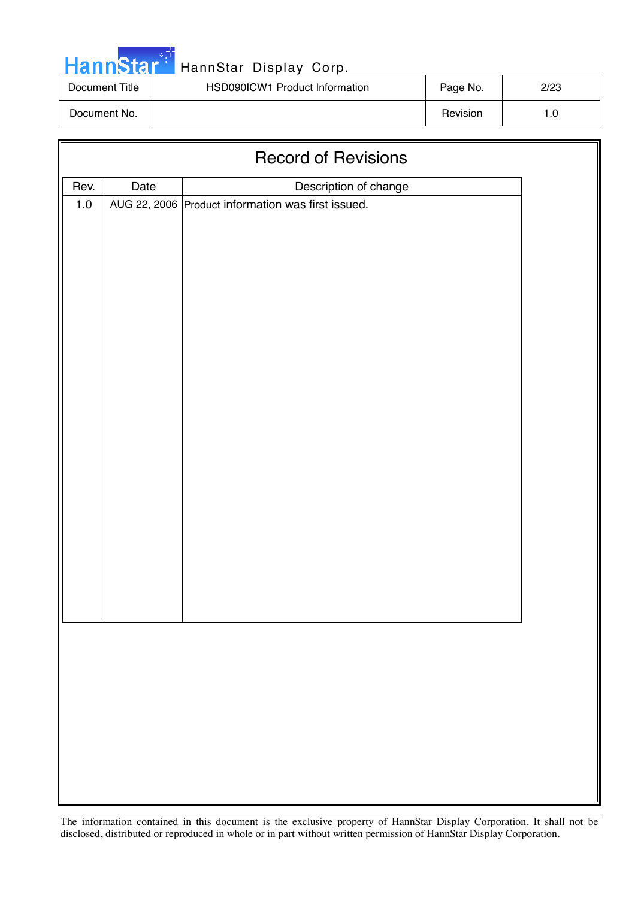# Record of Revisions

| Rev. | Date | Description of change |
|---|---|---|
| 1.0 | AUG 22, 2006 | Product information was first issued. |

The information contained in this document is the exclusive property of HannStar Display Corporation. It shall not be disclosed, distributed or reproduced in whole or in part without written permission of HannStar Display Corporation.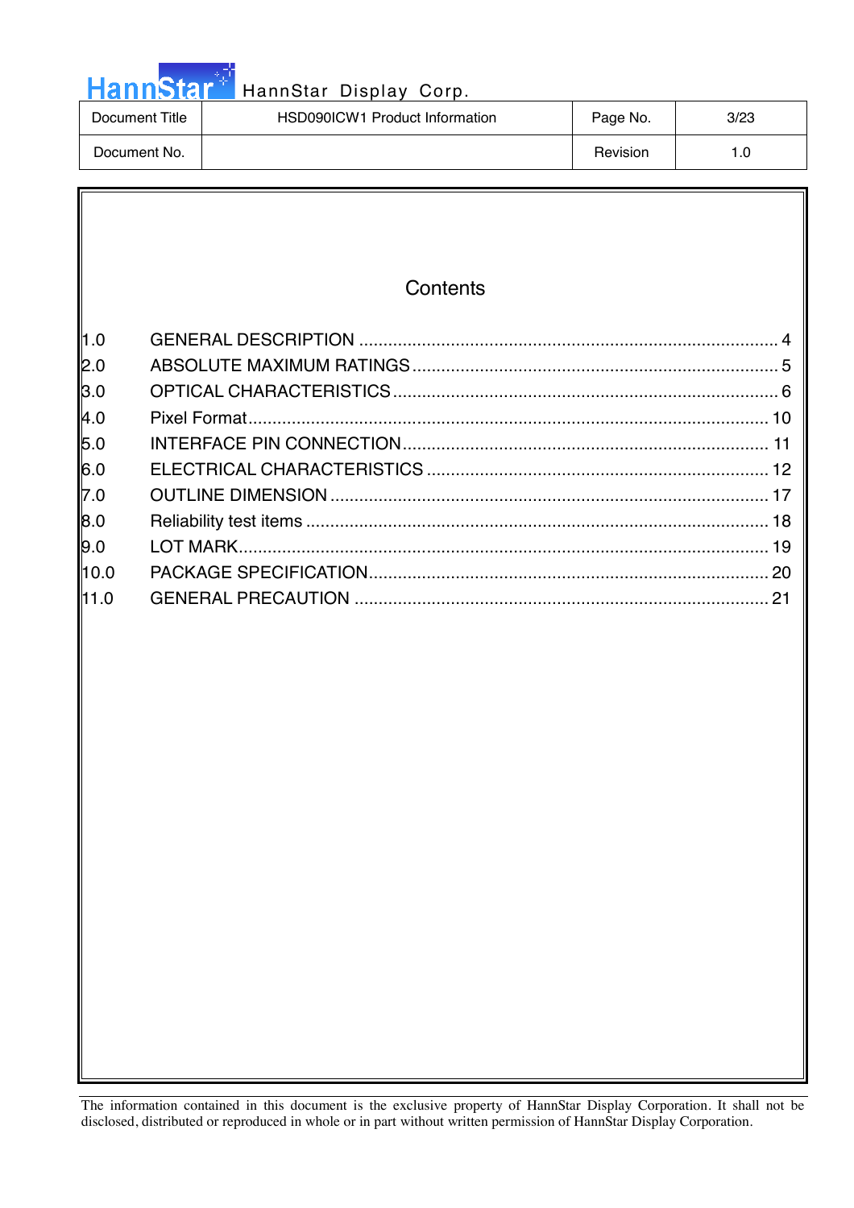# Contents

| | | |
|---|---|---|
| 1.0 | GENERAL DESCRIPTION | 4 |
| 2.0 | ABSOLUTE MAXIMUM RATINGS | 5 |
| 3.0 | OPTICAL CHARACTERISTICS | 6 |
| 4.0 | Pixel Format | 10 |
| 5.0 | INTERFACE PIN CONNECTION | 11 |
| 6.0 | ELECTRICAL CHARACTERISTICS | 12 |
| 7.0 | OUTLINE DIMENSION | 17 |
| 8.0 | Reliability test items | 18 |
| 9.0 | LOT MARK | 19 |
| 10.0 | PACKAGE SPECIFICATION | 20 |
| 11.0 | GENERAL PRECAUTION | 21 |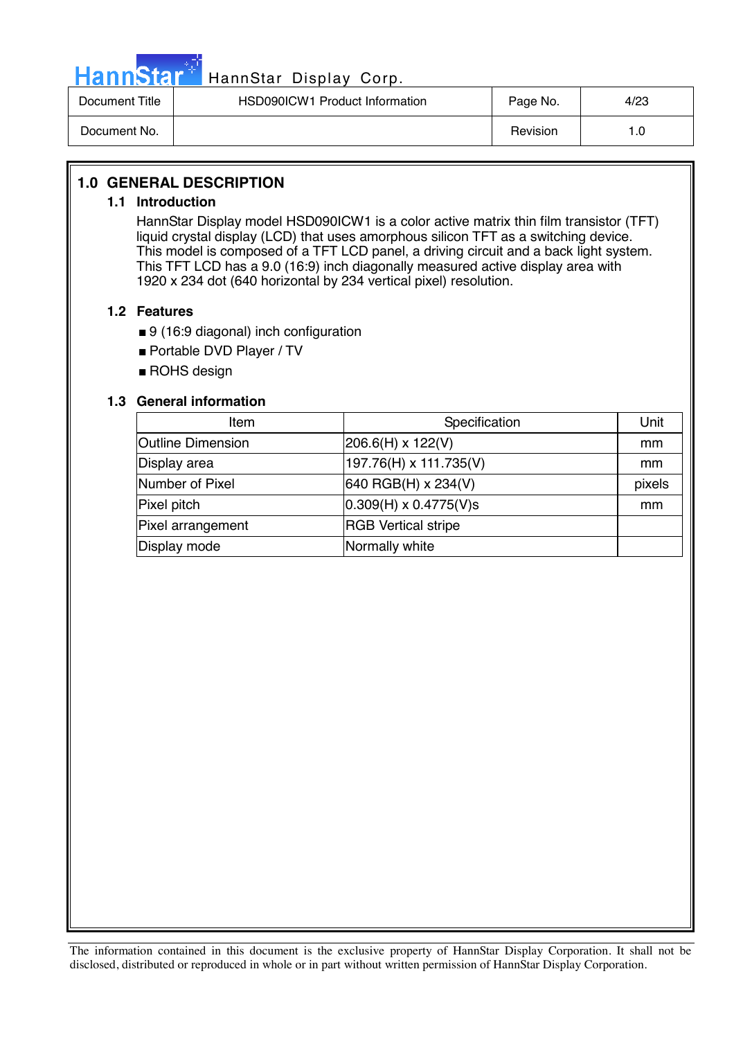# 1.0 GENERAL DESCRIPTION

## 1.1 Introduction

HannStar Display model HSD090ICW1 is a color active matrix thin film transistor (TFT) liquid crystal display (LCD) that uses amorphous silicon TFT as a switching device. This model is composed of a TFT LCD panel, a driving circuit and a back light system. This TFT LCD has a 9.0 (16:9) inch diagonally measured active display area with 1920 x 234 dot (640 horizontal by 234 vertical pixel) resolution.

## 1.2 Features

- 9 (16:9 diagonal) inch configuration
- Portable DVD Player / TV
- ROHS design

## 1.3 General information

| Item | Specification | Unit |
|---|---|---|
| Outline Dimension | 206.6(H) x 122(V) | mm |
| Display area | 197.76(H) x 111.735(V) | mm |
| Number of Pixel | 640 RGB(H) x 234(V) | pixels |
| Pixel pitch | 0.309(H) x 0.4775(V)s | mm |
| Pixel arrangement | RGB Vertical stripe | |
| Display mode | Normally white | |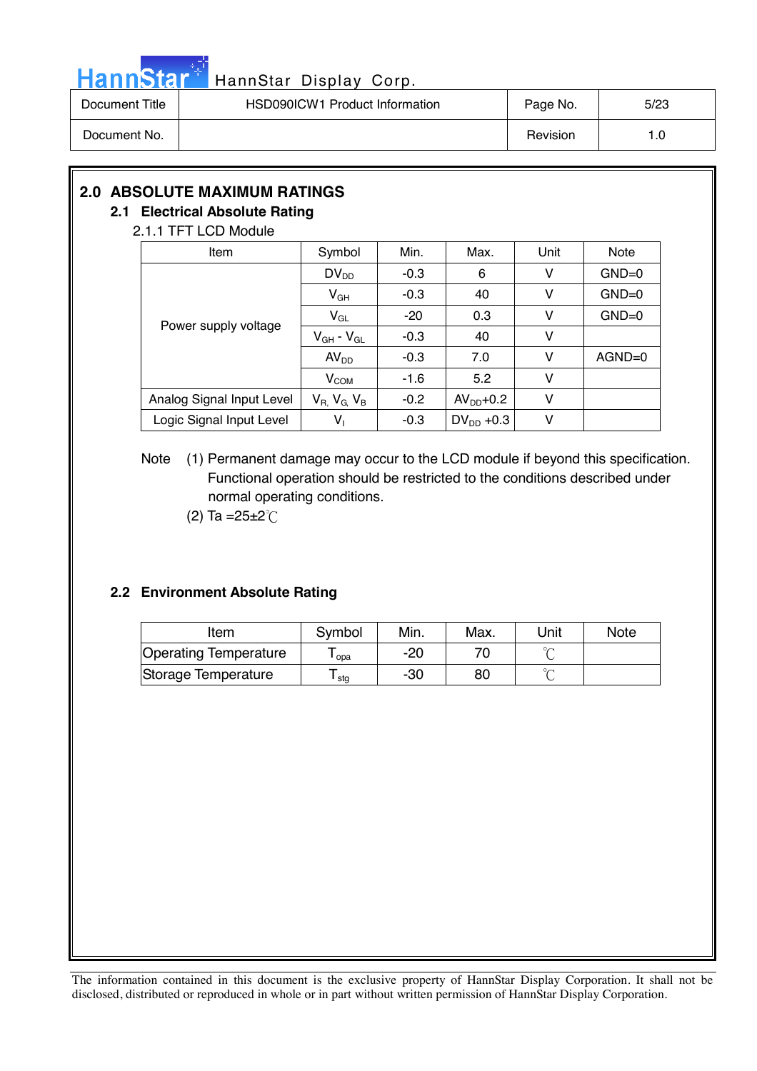## 2.0 ABSOLUTE MAXIMUM RATINGS

### 2.1 Electrical Absolute Rating

#### 2.1.1 TFT LCD Module

| Item | Symbol | Min. | Max. | Unit | Note |
|---|---|---|---|---|---|
| Power supply voltage | $DV_{DD}$ | -0.3 | 6 | V | GND=0 |
| | $V_{GH}$ | -0.3 | 40 | V | GND=0 |
| | $V_{GL}$ | -20 | 0.3 | V | GND=0 |
| | $V_{GH}$ - $V_{GL}$ | -0.3 | 40 | V | |
| | $AV_{DD}$ | -0.3 | 7.0 | V | AGND=0 |
| | $V_{COM}$ | -1.6 | 5.2 | V | |
| Analog Signal Input Level | $V_R$, $V_G$, $V_B$ | -0.2 | $AV_{DD}$+0.2 | V | |
| Logic Signal Input Level | $V_I$ | -0.3 | $DV_{DD}$ +0.3 | V | |

Note (1) Permanent damage may occur to the LCD module if beyond this specification. Functional operation should be restricted to the conditions described under normal operating conditions.

(2) Ta =25±2℃

### 2.2 Environment Absolute Rating

| Item | Symbol | Min. | Max. | Unit | Note |
|---|---|---|---|---|---|
| Operating Temperature | $T_{opa}$ | -20 | 70 | ℃ | |
| Storage Temperature | $T_{stg}$ | -30 | 80 | ℃ | |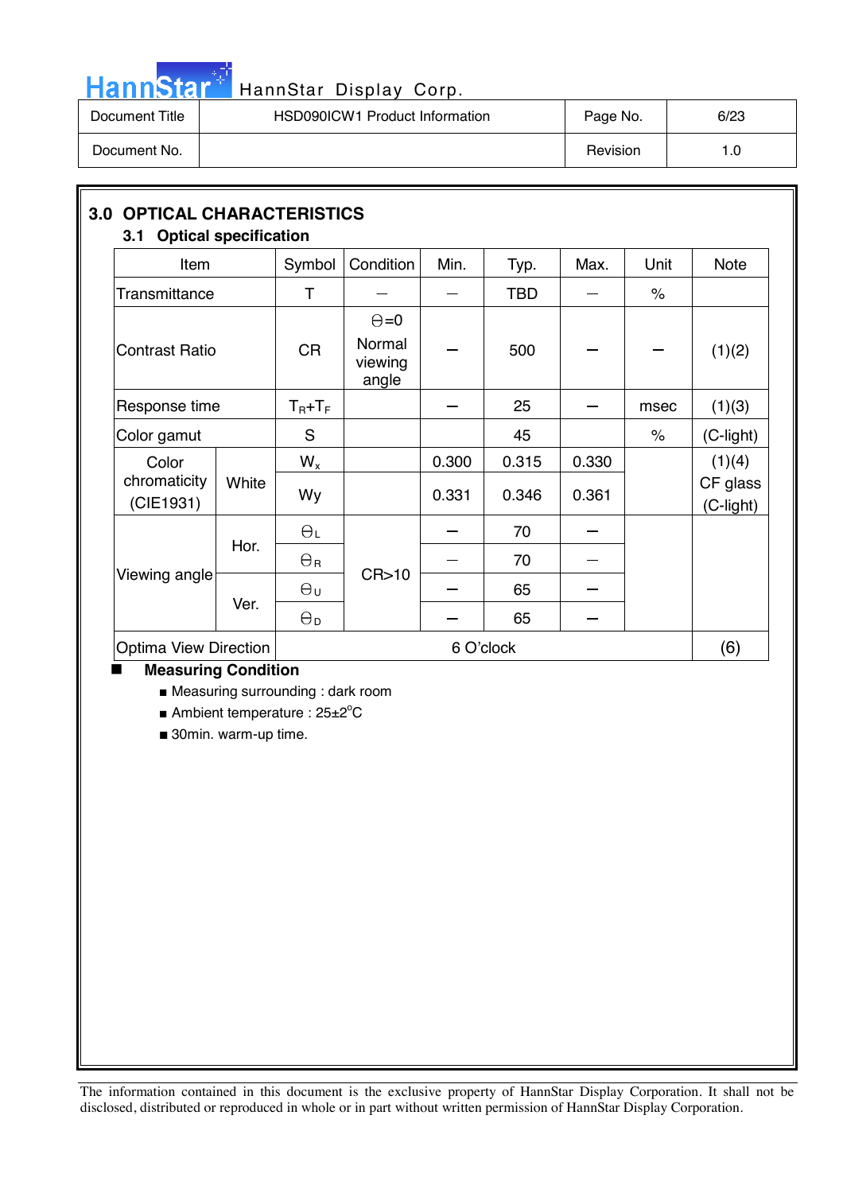## 3.0 OPTICAL CHARACTERISTICS

### 3.1 Optical specification

| Item | | Symbol | Condition | Min. | Typ. | Max. | Unit | Note |
|---|---|---|---|---|---|---|---|---|
| Transmittance | | T | — | — | TBD | — | % | |
| Contrast Ratio | | CR | θ=0 Normal viewing angle | — | 500 | — | — | (1)(2) |
| Response time | | $T_R$+$T_F$ | | — | 25 | — | msec | (1)(3) |
| Color gamut | | S | | | 45 | | % | (C-light) |
| Color chromaticity (CIE1931) | White | $W_x$ | | 0.300 | 0.315 | 0.330 | | (1)(4) CF glass (C-light) |
| | | Wy | | 0.331 | 0.346 | 0.361 | | |
| Viewing angle | Hor. | $\theta_L$ | CR>10 | — | 70 | — | | |
| | | $\theta_R$ | | — | 70 | — | | |
| | Ver. | $\theta_U$ | | — | 65 | — | | |
| | | $\theta_D$ | | — | 65 | — | | |
| Optima View Direction | | 6 O'clock | | | | | | (6) |

- **Measuring Condition**
  - Measuring surrounding : dark room
  - Ambient temperature : 25±2°C
  - 30min. warm-up time.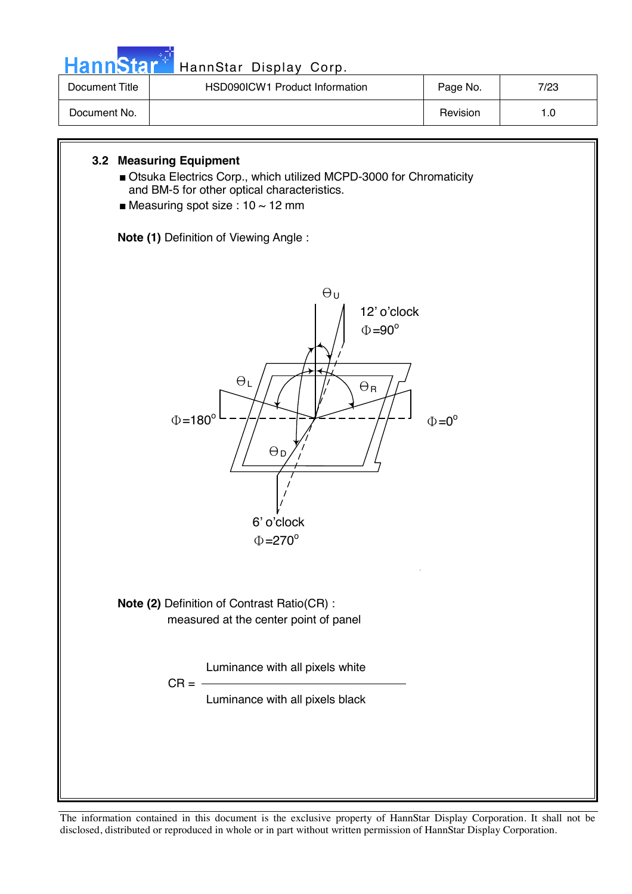### 3.2 Measuring Equipment

- Otsuka Electrics Corp., which utilized MCPD-3000 for Chromaticity and BM-5 for other optical characteristics.
- Measuring spot size : 10 ~ 12 mm

**Note (1)** Definition of Viewing Angle :

$\Theta_U$

12' o'clock
$\Phi=90^o$

$\Theta_L$ $\Theta_R$

$\Phi=180^o$ $\Phi=0^o$

$\Theta_D$

6' o'clock
$\Phi=270^o$

**Note (2)** Definition of Contrast Ratio(CR) :
measured at the center point of panel

$$CR = \frac{\text{Luminance with all pixels white}}{\text{Luminance with all pixels black}}$$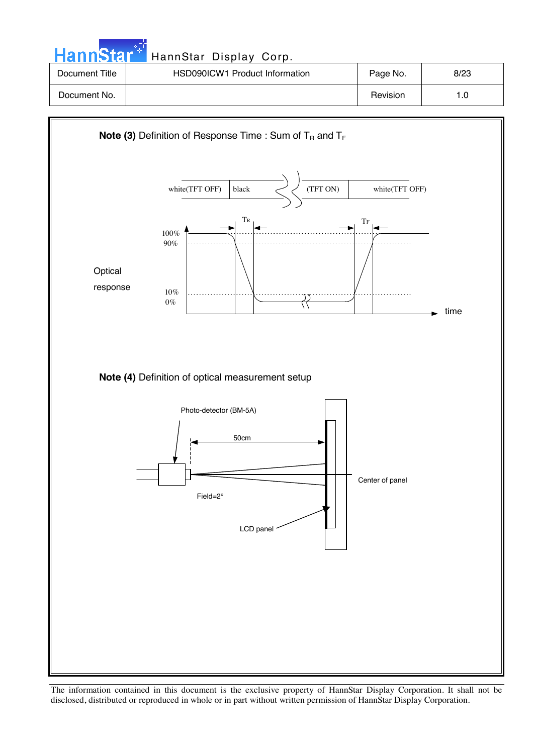**Note (3)** Definition of Response Time : Sum of $T_R$ and $T_F$

white(TFT OFF) | black | (TFT ON) | white(TFT OFF)

$T_R$ $T_F$

100%
90%

Optical response

10%
0%

time

**Note (4)** Definition of optical measurement setup

Photo-detector (BM-5A)

50cm

Center of panel

Field=2°

LCD panel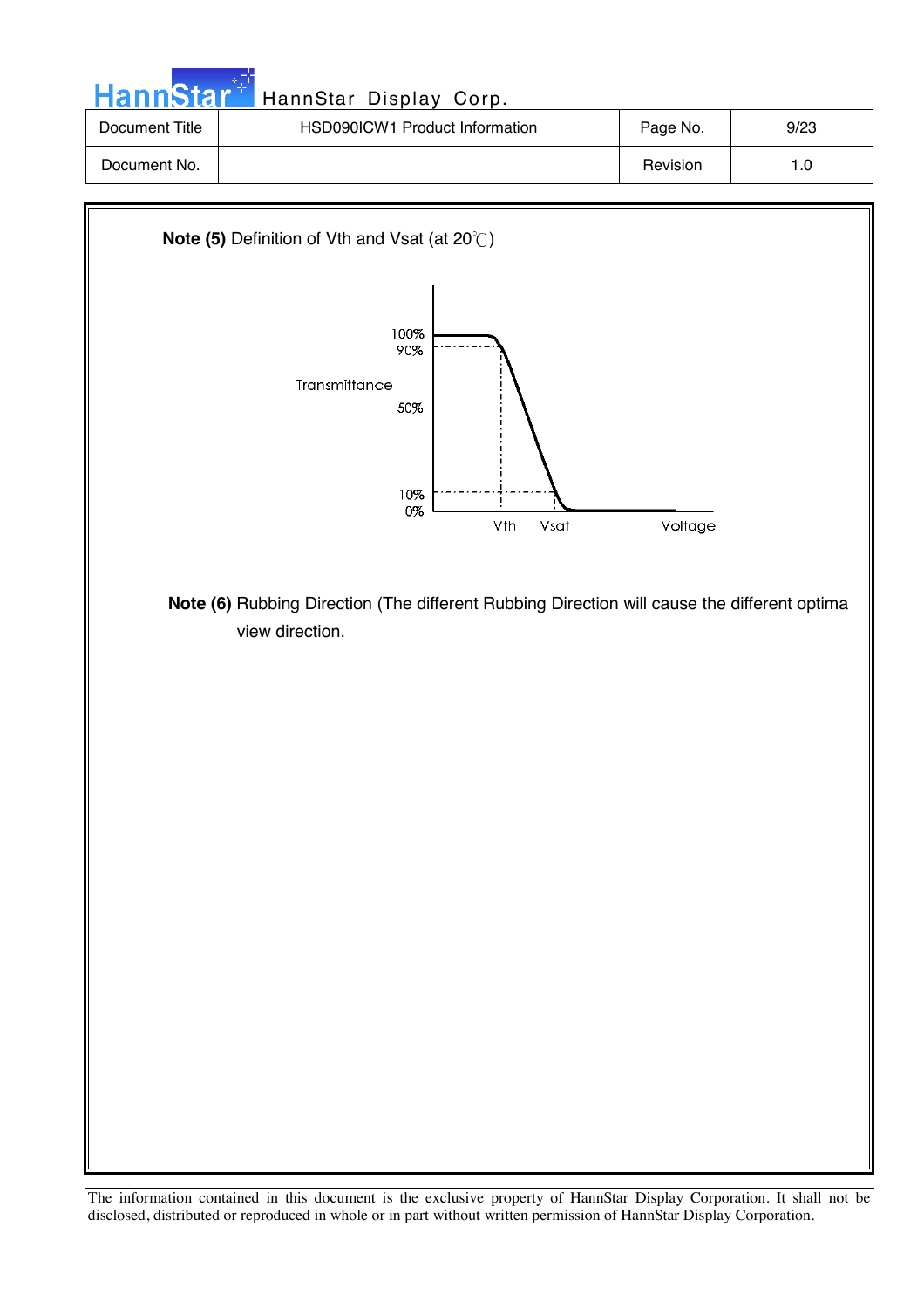**Note (5)** Definition of Vth and Vsat (at 20℃)

Transmittance

100%
90%
50%
10%
0%

Vth Vsat Voltage

**Note (6)** Rubbing Direction (The different Rubbing Direction will cause the different optima view direction.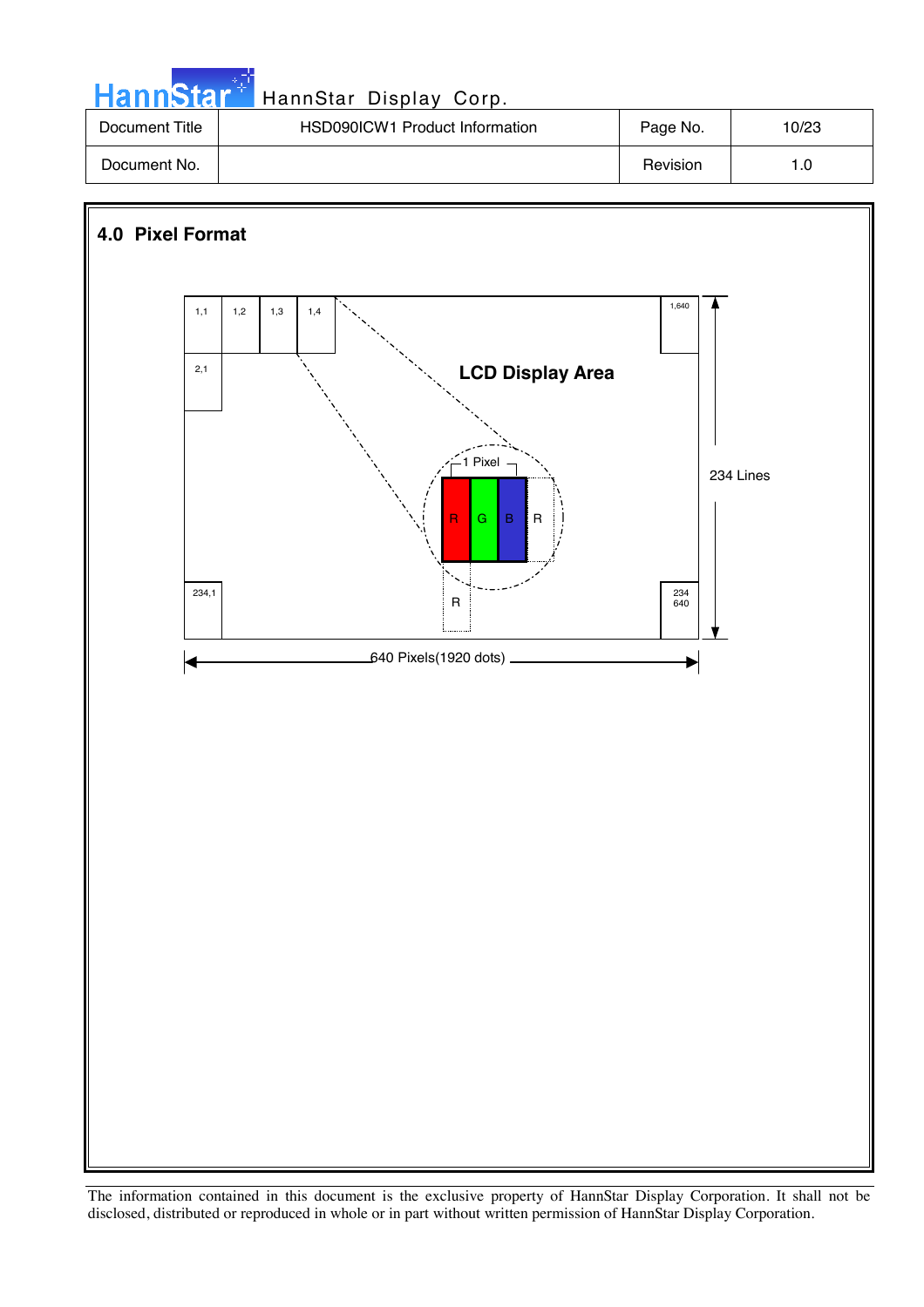## 4.0 Pixel Format

1,1 | 1,2 | 1,3 | 1,4 | 1,640

2,1

**LCD Display Area**

1 Pixel

R G B R

R

234,1 | 234 640

234 Lines

640 Pixels(1920 dots)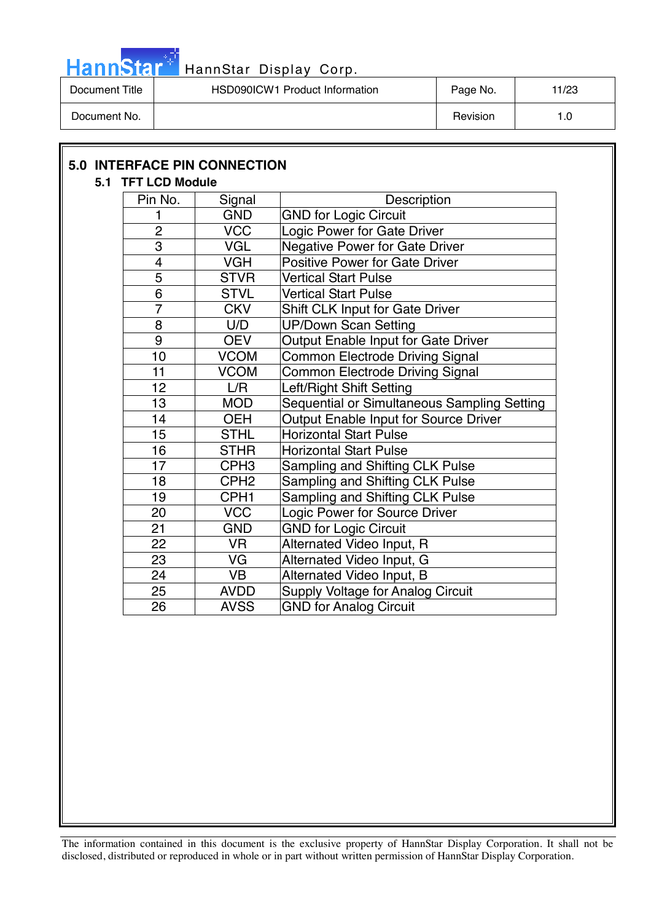## 5.0 INTERFACE PIN CONNECTION

### 5.1 TFT LCD Module

| Pin No. | Signal | Description |
|---|---|---|
| 1 | GND | GND for Logic Circuit |
| 2 | VCC | Logic Power for Gate Driver |
| 3 | VGL | Negative Power for Gate Driver |
| 4 | VGH | Positive Power for Gate Driver |
| 5 | STVR | Vertical Start Pulse |
| 6 | STVL | Vertical Start Pulse |
| 7 | CKV | Shift CLK Input for Gate Driver |
| 8 | U/D | UP/Down Scan Setting |
| 9 | OEV | Output Enable Input for Gate Driver |
| 10 | VCOM | Common Electrode Driving Signal |
| 11 | VCOM | Common Electrode Driving Signal |
| 12 | L/R | Left/Right Shift Setting |
| 13 | MOD | Sequential or Simultaneous Sampling Setting |
| 14 | OEH | Output Enable Input for Source Driver |
| 15 | STHL | Horizontal Start Pulse |
| 16 | STHR | Horizontal Start Pulse |
| 17 | CPH3 | Sampling and Shifting CLK Pulse |
| 18 | CPH2 | Sampling and Shifting CLK Pulse |
| 19 | CPH1 | Sampling and Shifting CLK Pulse |
| 20 | VCC | Logic Power for Source Driver |
| 21 | GND | GND for Logic Circuit |
| 22 | VR | Alternated Video Input, R |
| 23 | VG | Alternated Video Input, G |
| 24 | VB | Alternated Video Input, B |
| 25 | AVDD | Supply Voltage for Analog Circuit |
| 26 | AVSS | GND for Analog Circuit |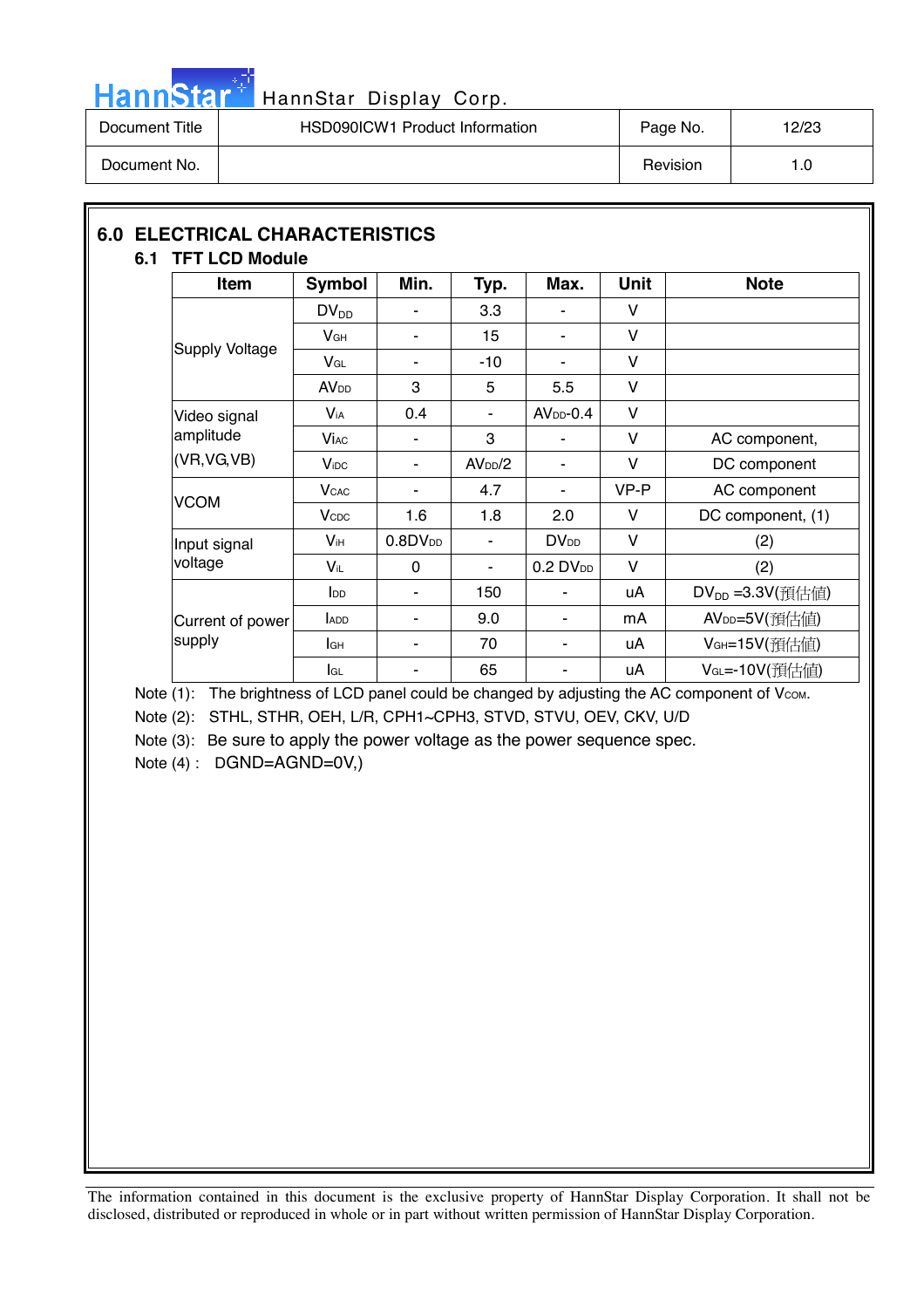## 6.0 ELECTRICAL CHARACTERISTICS

### 6.1 TFT LCD Module

| Item | Symbol | Min. | Typ. | Max. | Unit | Note |
|---|---|---|---|---|---|---|
| Supply Voltage | $DV_{DD}$ | - | 3.3 | - | V | |
| | $V_{GH}$ | - | 15 | - | V | |
| | $V_{GL}$ | - | -10 | - | V | |
| | $AV_{DD}$ | 3 | 5 | 5.5 | V | |
| Video signal amplitude (VR,VG,VB) | $V_{iA}$ | 0.4 | - | $AV_{DD}$-0.4 | V | |
| | $V_{iAC}$ | - | 3 | - | V | AC component, |
| | $V_{iDC}$ | - | $AV_{DD}/2$ | - | V | DC component |
| VCOM | $V_{CAC}$ | - | 4.7 | - | VP-P | AC component |
| | $V_{CDC}$ | 1.6 | 1.8 | 2.0 | V | DC component, (1) |
| Input signal voltage | $V_{iH}$ | $0.8DV_{DD}$ | - | $DV_{DD}$ | V | (2) |
| | $V_{iL}$ | 0 | - | $0.2\ DV_{DD}$ | V | (2) |
| Current of power supply | $I_{DD}$ | - | 150 | - | uA | $DV_{DD}$ =3.3V(預估值) |
| | $I_{ADD}$ | - | 9.0 | - | mA | $AV_{DD}$=5V(預估值) |
| | $I_{GH}$ | - | 70 | - | uA | $V_{GH}$=15V(預估值) |
| | $I_{GL}$ | - | 65 | - | uA | $V_{GL}$=-10V(預估值) |

Note (1): The brightness of LCD panel could be changed by adjusting the AC component of $V_{COM}$.

Note (2): STHL, STHR, OEH, L/R, CPH1~CPH3, STVD, STVU, OEV, CKV, U/D

Note (3): Be sure to apply the power voltage as the power sequence spec.

Note (4) : DGND=AGND=0V,)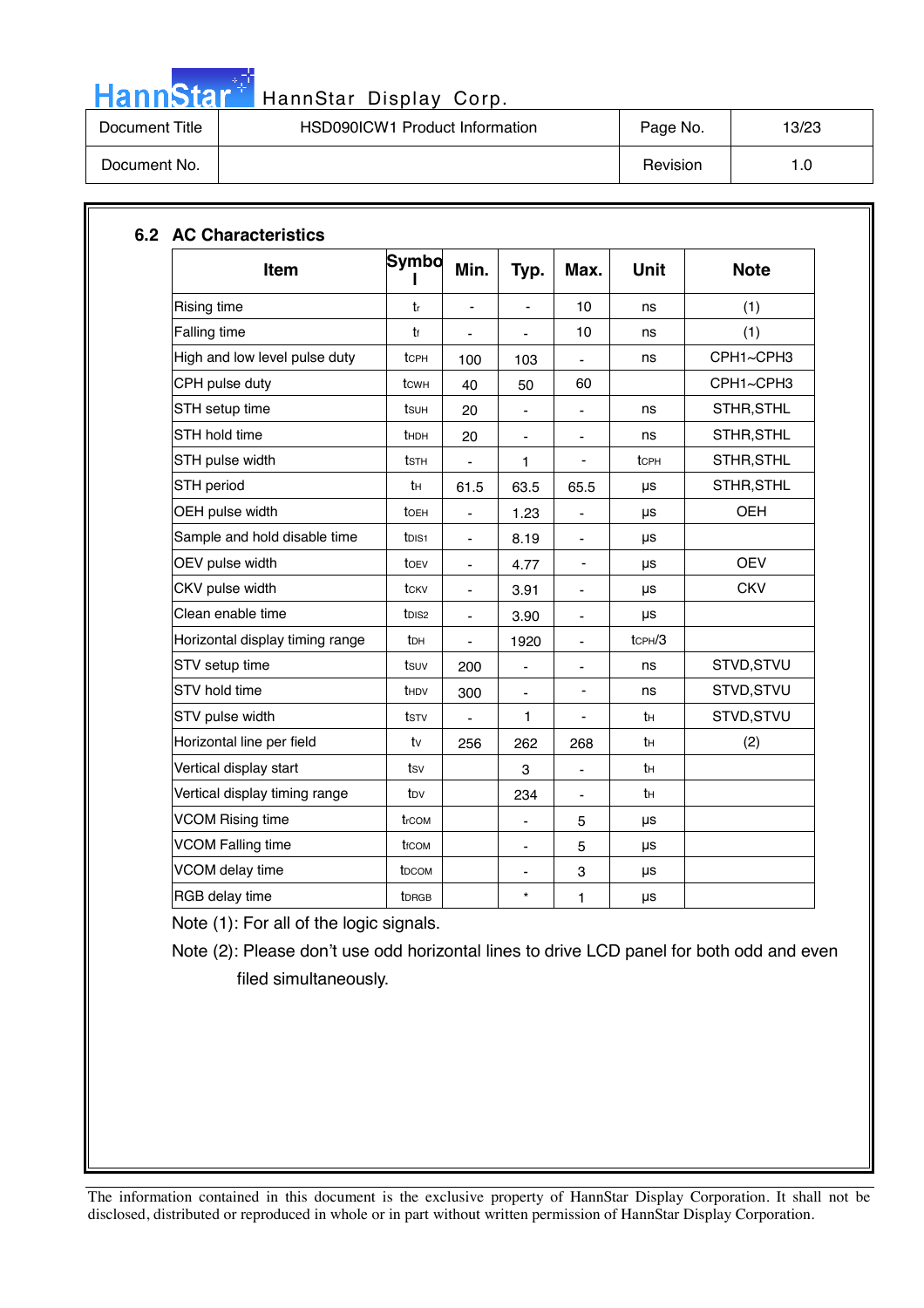## 6.2 AC Characteristics

| Item | Symbol | Min. | Typ. | Max. | Unit | Note |
|---|---|---|---|---|---|---|
| Rising time | $t_r$ | - | - | 10 | ns | (1) |
| Falling time | $t_f$ | - | - | 10 | ns | (1) |
| High and low level pulse duty | $t_{CPH}$ | 100 | 103 | - | ns | CPH1~CPH3 |
| CPH pulse duty | $t_{CWH}$ | 40 | 50 | 60 | | CPH1~CPH3 |
| STH setup time | $t_{SUH}$ | 20 | - | - | ns | STHR,STHL |
| STH hold time | $t_{HDH}$ | 20 | - | - | ns | STHR,STHL |
| STH pulse width | $t_{STH}$ | - | 1 | - | $t_{CPH}$ | STHR,STHL |
| STH period | $t_H$ | 61.5 | 63.5 | 65.5 | μs | STHR,STHL |
| OEH pulse width | $t_{OEH}$ | - | 1.23 | - | μs | OEH |
| Sample and hold disable time | $t_{DIS1}$ | - | 8.19 | - | μs | |
| OEV pulse width | $t_{OEV}$ | - | 4.77 | - | μs | OEV |
| CKV pulse width | $t_{CKV}$ | - | 3.91 | - | μs | CKV |
| Clean enable time | $t_{DIS2}$ | - | 3.90 | - | μs | |
| Horizontal display timing range | $t_{DH}$ | - | 1920 | - | $t_{CPH}/3$ | |
| STV setup time | $t_{SUV}$ | 200 | - | - | ns | STVD,STVU |
| STV hold time | $t_{HDV}$ | 300 | - | - | ns | STVD,STVU |
| STV pulse width | $t_{STV}$ | - | 1 | - | $t_H$ | STVD,STVU |
| Horizontal line per field | $t_V$ | 256 | 262 | 268 | $t_H$ | (2) |
| Vertical display start | $t_{SV}$ | | 3 | - | $t_H$ | |
| Vertical display timing range | $t_{DV}$ | | 234 | - | $t_H$ | |
| VCOM Rising time | $t_{rCOM}$ | | - | 5 | μs | |
| VCOM Falling time | $t_{fCOM}$ | | - | 5 | μs | |
| VCOM delay time | $t_{DCOM}$ | | - | 3 | μs | |
| RGB delay time | $t_{DRGB}$ | | * | 1 | μs | |

Note (1): For all of the logic signals.

Note (2): Please don't use odd horizontal lines to drive LCD panel for both odd and even filed simultaneously.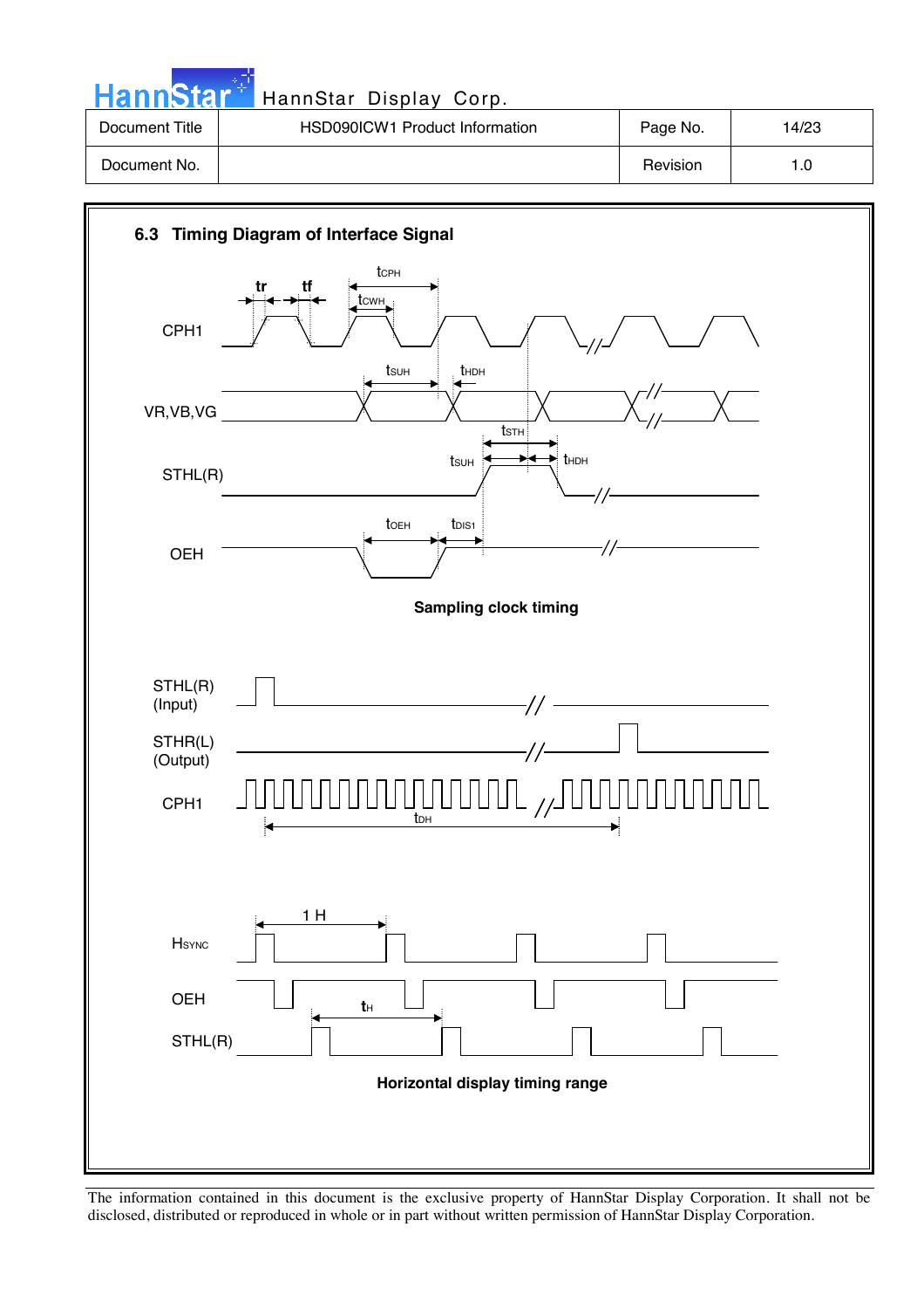## 6.3 Timing Diagram of Interface Signal

**Sampling clock timing**

**Horizontal display timing range**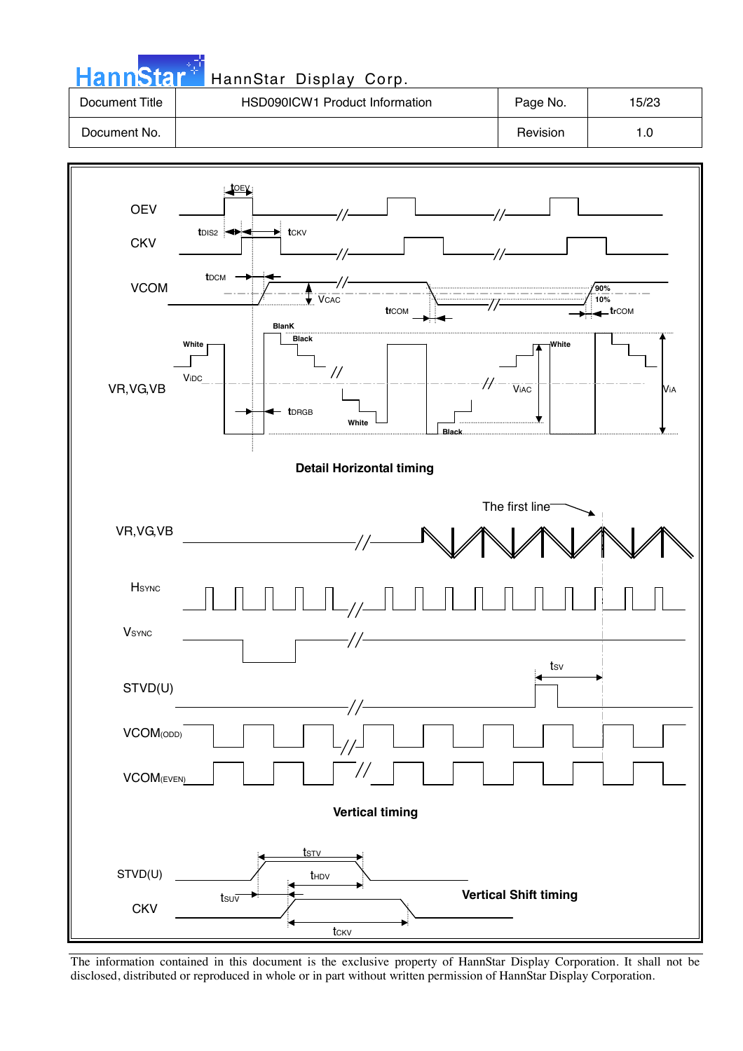OEV

CKV

VCOM

VR,VG,VB

$t_{OEV}$ $t_{DIS2}$ $t_{CKV}$ $t_{DCM}$ $V_{CAC}$ $t_{fCOM}$ $t_{rCOM}$ 90% 10% BlanK Black White $V_{IDC}$ $t_{DRGB}$ White Black White $V_{IAC}$ $V_{IA}$

**Detail Horizontal timing**

VR,VG,VB

The first line

$H_{SYNC}$

$V_{SYNC}$

$t_{SV}$

STVD(U)

$VCOM_{(ODD)}$

$VCOM_{(EVEN)}$

**Vertical timing**

STVD(U) $t_{STV}$ $t_{HDV}$ $t_{SUV}$

CKV $t_{CKV}$

**Vertical Shift timing**

The information contained in this document is the exclusive property of HannStar Display Corporation. It shall not be disclosed, distributed or reproduced in whole or in part without written permission of HannStar Display Corporation.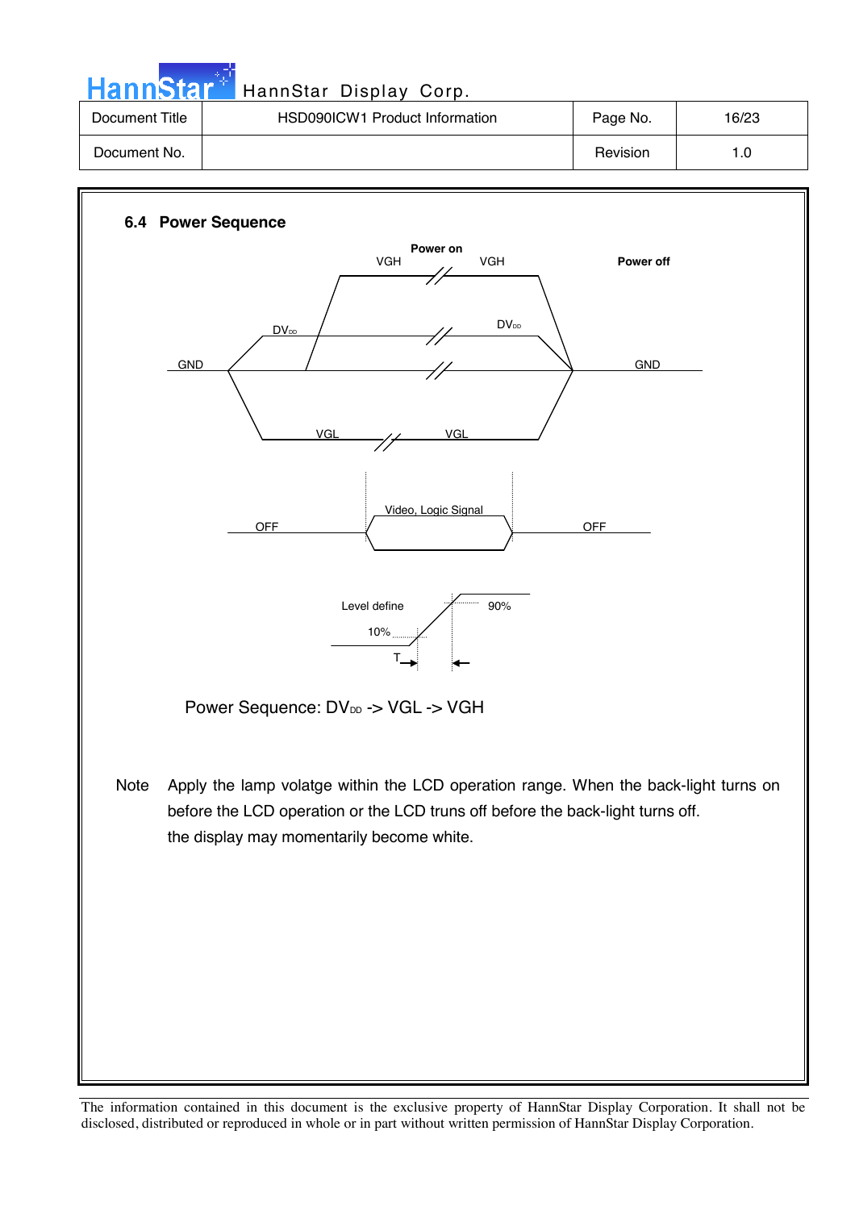## 6.4 Power Sequence

Power on

VGH VGH

Power off

$DV_{DD}$ $DV_{DD}$

GND GND

VGL VGL

OFF Video, Logic Signal OFF

Level define 90%

10%

T

Power Sequence: $DV_{DD}$ -> VGL -> VGH

Note Apply the lamp volatge within the LCD operation range. When the back-light turns on before the LCD operation or the LCD truns off before the back-light turns off. the display may momentarily become white.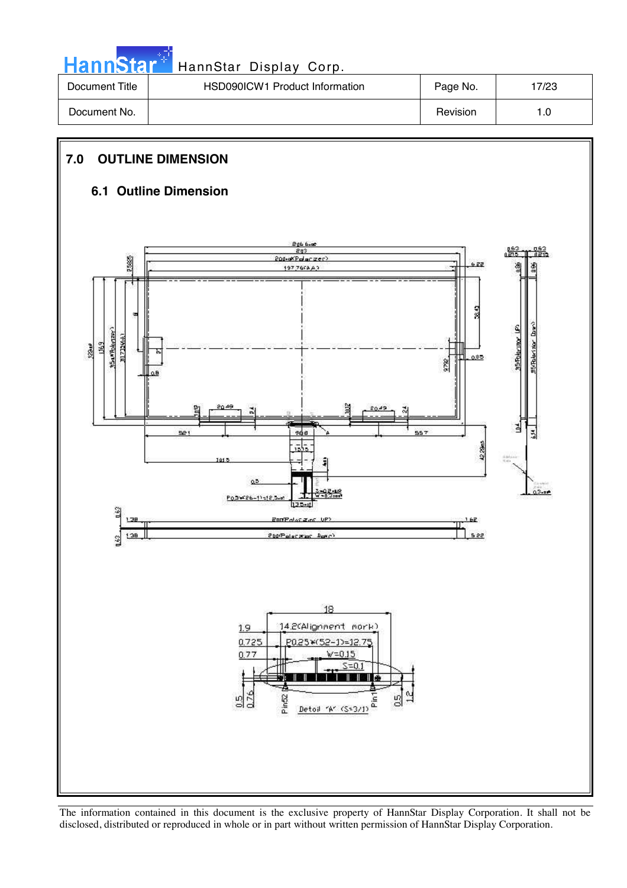## 7.0 OUTLINE DIMENSION

### 6.1 Outline Dimension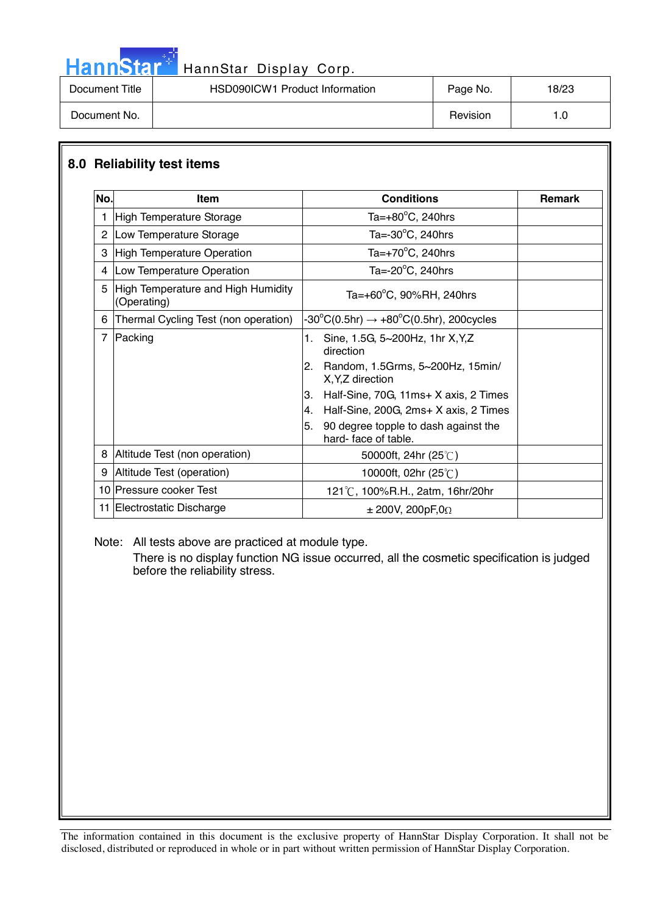## 8.0 Reliability test items

| No. | Item | Conditions | Remark |
|---|---|---|---|
| 1 | High Temperature Storage | Ta=+80°C, 240hrs | |
| 2 | Low Temperature Storage | Ta=-30°C, 240hrs | |
| 3 | High Temperature Operation | Ta=+70°C, 240hrs | |
| 4 | Low Temperature Operation | Ta=-20°C, 240hrs | |
| 5 | High Temperature and High Humidity (Operating) | Ta=+60°C, 90%RH, 240hrs | |
| 6 | Thermal Cycling Test (non operation) | -30°C(0.5hr) → +80°C(0.5hr), 200cycles | |
| 7 | Packing | 1. Sine, 1.5G, 5~200Hz, 1hr X,Y,Z direction<br>2. Random, 1.5Grms, 5~200Hz, 15min/ X,Y,Z direction<br>3. Half-Sine, 70G, 11ms+ X axis, 2 Times<br>4. Half-Sine, 200G, 2ms+ X axis, 2 Times<br>5. 90 degree topple to dash against the hard- face of table. | |
| 8 | Altitude Test (non operation) | 50000ft, 24hr (25℃) | |
| 9 | Altitude Test (operation) | 10000ft, 02hr (25℃) | |
| 10 | Pressure cooker Test | 121℃, 100%R.H., 2atm, 16hr/20hr | |
| 11 | Electrostatic Discharge | ± 200V, 200pF,0Ω | |

Note: All tests above are practiced at module type.
There is no display function NG issue occurred, all the cosmetic specification is judged before the reliability stress.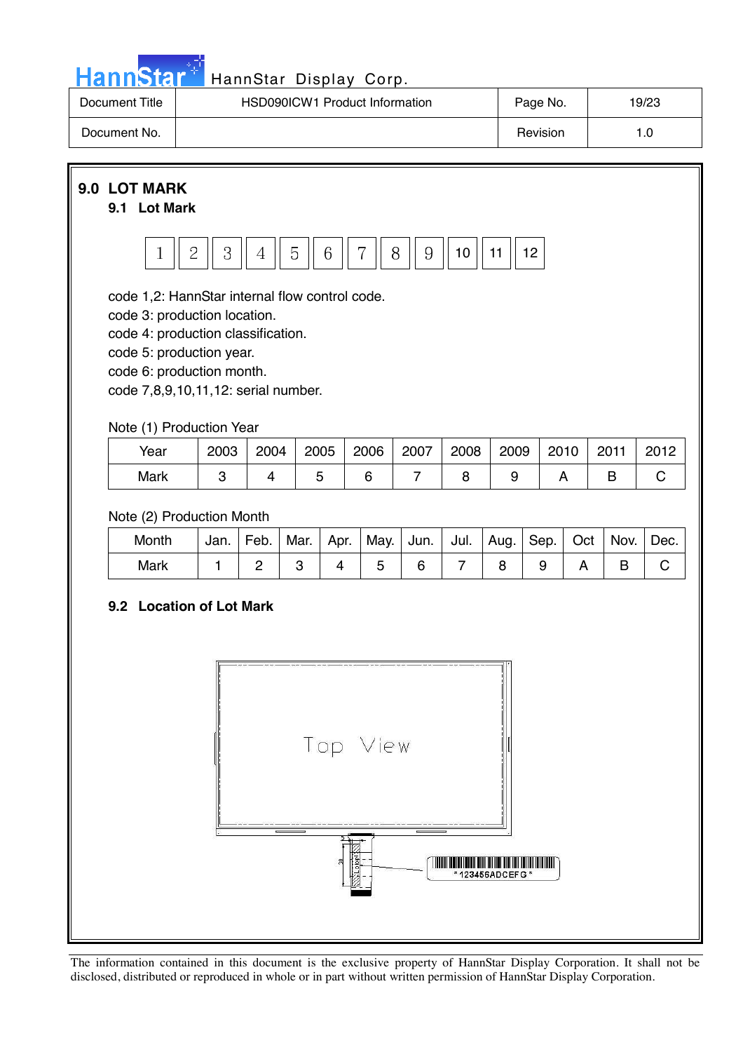## 9.0 LOT MARK

### 9.1 Lot Mark

| 1 | 2 | 3 | 4 | 5 | 6 | 7 | 8 | 9 | 10 | 11 | 12 |
|---|---|---|---|---|---|---|---|---|---|---|---|

code 1,2: HannStar internal flow control code.
code 3: production location.
code 4: production classification.
code 5: production year.
code 6: production month.
code 7,8,9,10,11,12: serial number.

Note (1) Production Year

| Year | 2003 | 2004 | 2005 | 2006 | 2007 | 2008 | 2009 | 2010 | 2011 | 2012 |
|---|---|---|---|---|---|---|---|---|---|---|
| Mark | 3 | 4 | 5 | 6 | 7 | 8 | 9 | A | B | C |

Note (2) Production Month

| Month | Jan. | Feb. | Mar. | Apr. | May. | Jun. | Jul. | Aug. | Sep. | Oct | Nov. | Dec. |
|---|---|---|---|---|---|---|---|---|---|---|---|---|
| Mark | 1 | 2 | 3 | 4 | 5 | 6 | 7 | 8 | 9 | A | B | C |

### 9.2 Location of Lot Mark

Top View

Label

*123456ADCEFG*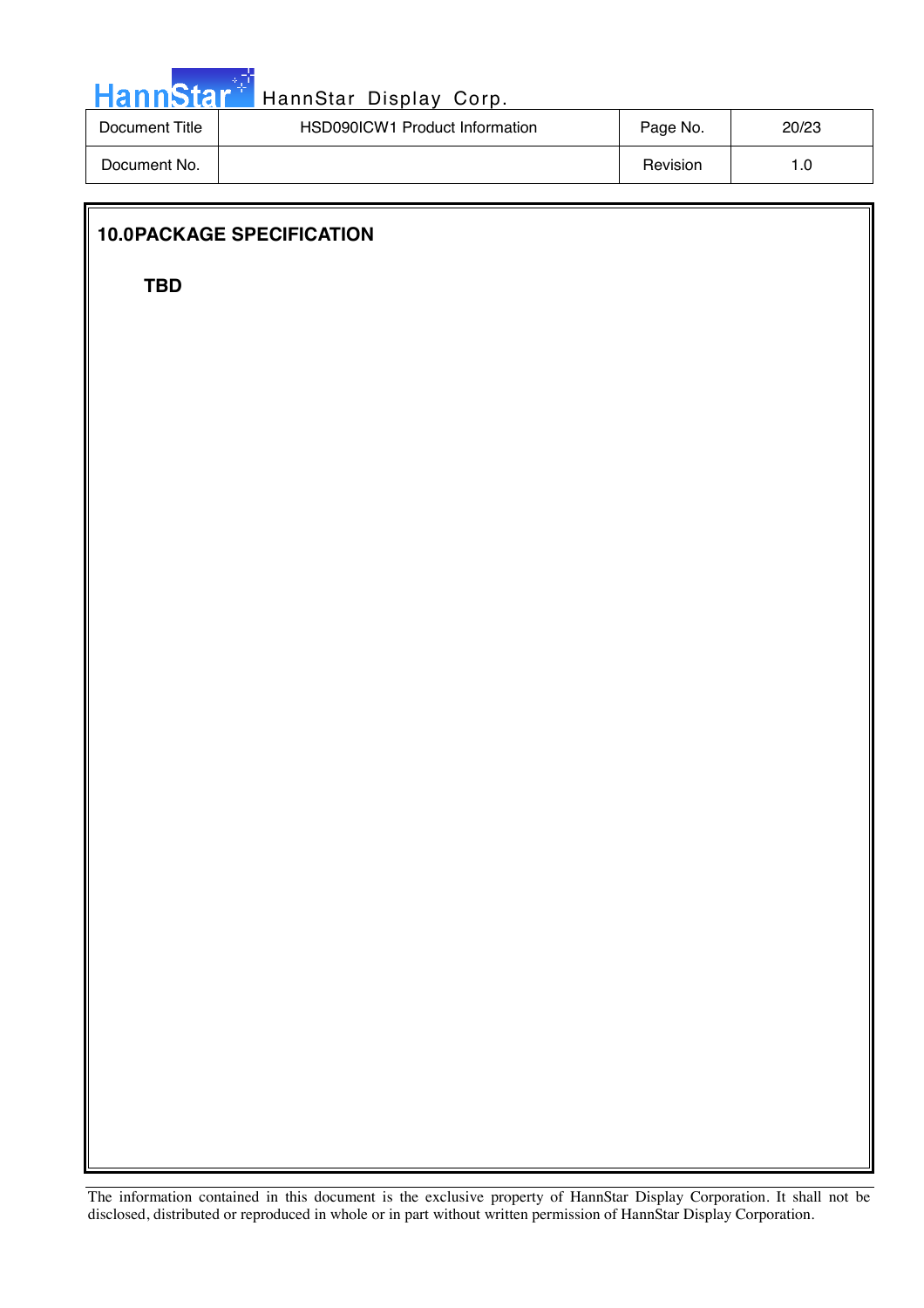## 10.0PACKAGE SPECIFICATION

**TBD**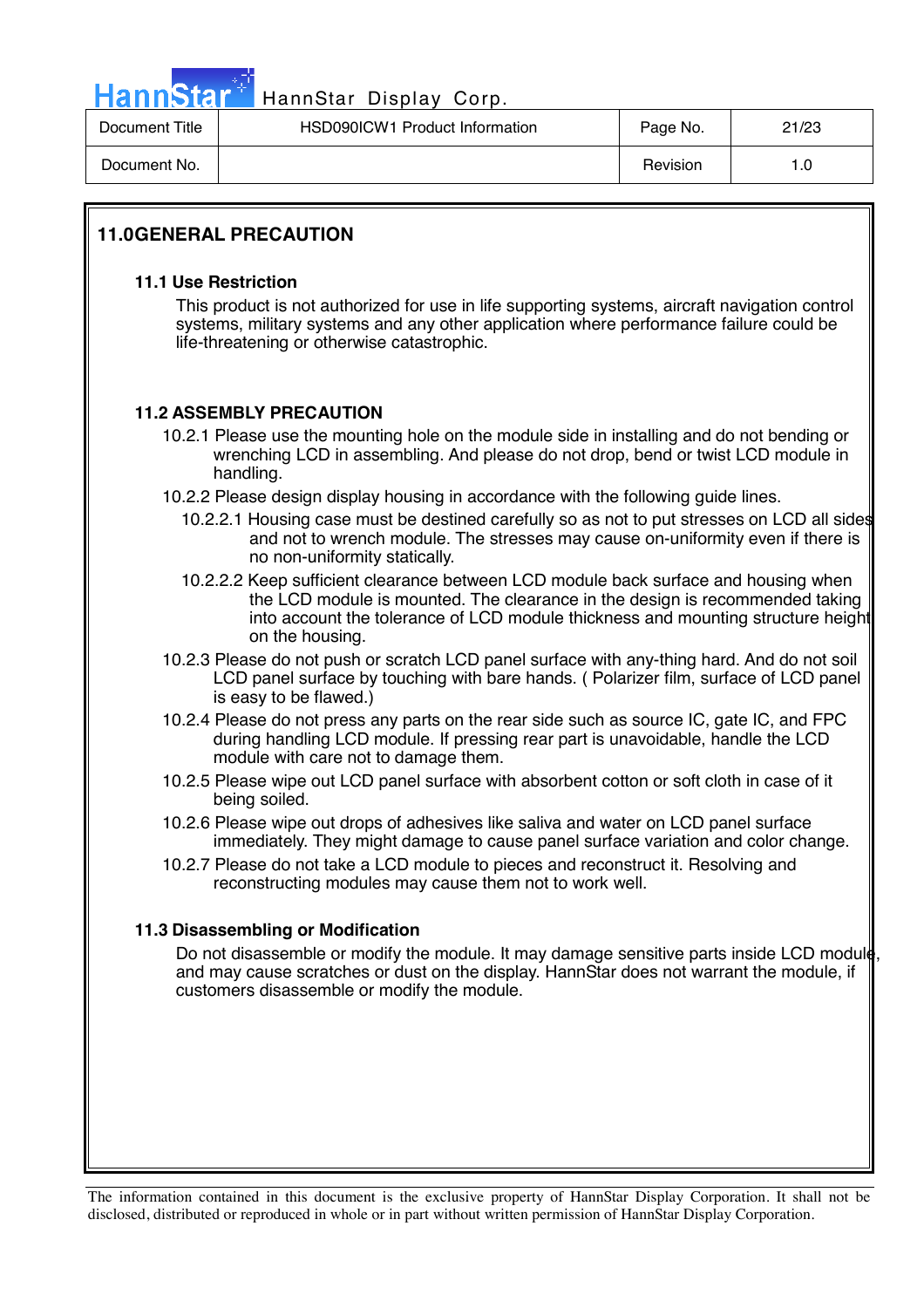## 11.0GENERAL PRECAUTION

### 11.1 Use Restriction

This product is not authorized for use in life supporting systems, aircraft navigation control systems, military systems and any other application where performance failure could be life-threatening or otherwise catastrophic.

### 11.2 ASSEMBLY PRECAUTION

10.2.1 Please use the mounting hole on the module side in installing and do not bending or wrenching LCD in assembling. And please do not drop, bend or twist LCD module in handling.

10.2.2 Please design display housing in accordance with the following guide lines.

10.2.2.1 Housing case must be destined carefully so as not to put stresses on LCD all sides and not to wrench module. The stresses may cause on-uniformity even if there is no non-uniformity statically.

10.2.2.2 Keep sufficient clearance between LCD module back surface and housing when the LCD module is mounted. The clearance in the design is recommended taking into account the tolerance of LCD module thickness and mounting structure height on the housing.

10.2.3 Please do not push or scratch LCD panel surface with any-thing hard. And do not soil LCD panel surface by touching with bare hands. ( Polarizer film, surface of LCD panel is easy to be flawed.)

10.2.4 Please do not press any parts on the rear side such as source IC, gate IC, and FPC during handling LCD module. If pressing rear part is unavoidable, handle the LCD module with care not to damage them.

10.2.5 Please wipe out LCD panel surface with absorbent cotton or soft cloth in case of it being soiled.

10.2.6 Please wipe out drops of adhesives like saliva and water on LCD panel surface immediately. They might damage to cause panel surface variation and color change.

10.2.7 Please do not take a LCD module to pieces and reconstruct it. Resolving and reconstructing modules may cause them not to work well.

### 11.3 Disassembling or Modification

Do not disassemble or modify the module. It may damage sensitive parts inside LCD module, and may cause scratches or dust on the display. HannStar does not warrant the module, if customers disassemble or modify the module.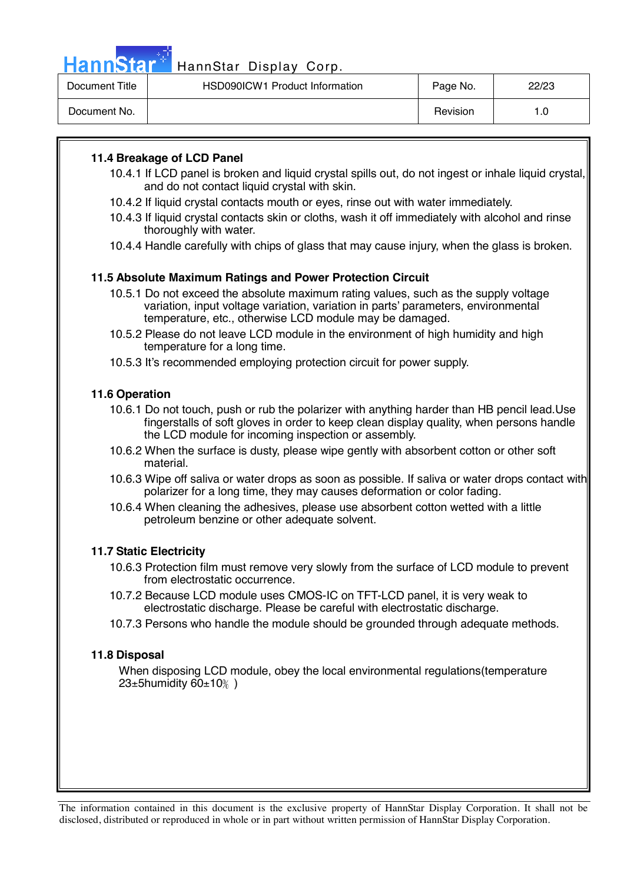### 11.4 Breakage of LCD Panel

10.4.1 If LCD panel is broken and liquid crystal spills out, do not ingest or inhale liquid crystal, and do not contact liquid crystal with skin.

10.4.2 If liquid crystal contacts mouth or eyes, rinse out with water immediately.

10.4.3 If liquid crystal contacts skin or cloths, wash it off immediately with alcohol and rinse thoroughly with water.

10.4.4 Handle carefully with chips of glass that may cause injury, when the glass is broken.

### 11.5 Absolute Maximum Ratings and Power Protection Circuit

10.5.1 Do not exceed the absolute maximum rating values, such as the supply voltage variation, input voltage variation, variation in parts' parameters, environmental temperature, etc., otherwise LCD module may be damaged.

10.5.2 Please do not leave LCD module in the environment of high humidity and high temperature for a long time.

10.5.3 It's recommended employing protection circuit for power supply.

### 11.6 Operation

10.6.1 Do not touch, push or rub the polarizer with anything harder than HB pencil lead.Use fingerstalls of soft gloves in order to keep clean display quality, when persons handle the LCD module for incoming inspection or assembly.

10.6.2 When the surface is dusty, please wipe gently with absorbent cotton or other soft material.

10.6.3 Wipe off saliva or water drops as soon as possible. If saliva or water drops contact with polarizer for a long time, they may causes deformation or color fading.

10.6.4 When cleaning the adhesives, please use absorbent cotton wetted with a little petroleum benzine or other adequate solvent.

### 11.7 Static Electricity

10.6.3 Protection film must remove very slowly from the surface of LCD module to prevent from electrostatic occurrence.

10.7.2 Because LCD module uses CMOS-IC on TFT-LCD panel, it is very weak to electrostatic discharge. Please be careful with electrostatic discharge.

10.7.3 Persons who handle the module should be grounded through adequate methods.

### 11.8 Disposal

When disposing LCD module, obey the local environmental regulations(temperature 23±5humidity 60±10％ )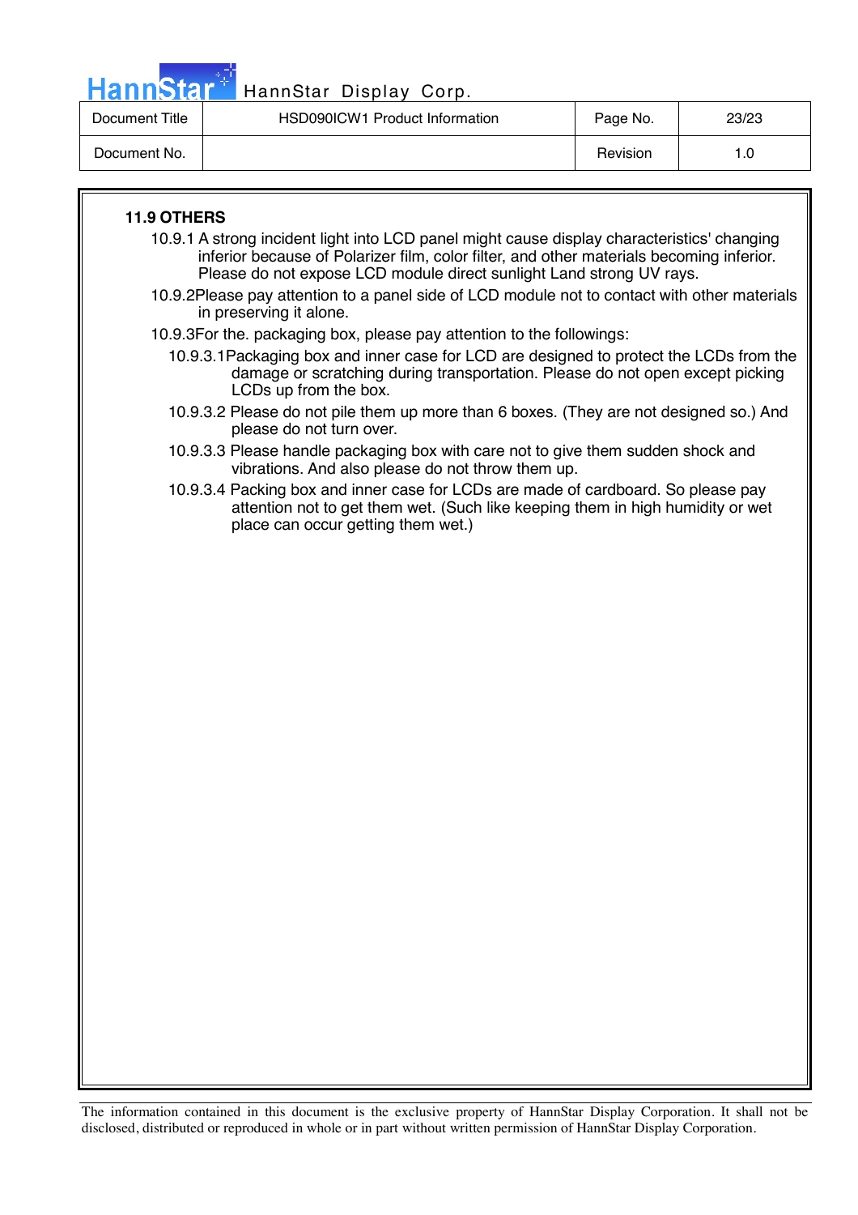### 11.9 OTHERS

10.9.1 A strong incident light into LCD panel might cause display characteristics' changing inferior because of Polarizer film, color filter, and other materials becoming inferior. Please do not expose LCD module direct sunlight Land strong UV rays.

10.9.2Please pay attention to a panel side of LCD module not to contact with other materials in preserving it alone.

10.9.3For the. packaging box, please pay attention to the followings:

10.9.3.1Packaging box and inner case for LCD are designed to protect the LCDs from the damage or scratching during transportation. Please do not open except picking LCDs up from the box.

10.9.3.2 Please do not pile them up more than 6 boxes. (They are not designed so.) And please do not turn over.

10.9.3.3 Please handle packaging box with care not to give them sudden shock and vibrations. And also please do not throw them up.

10.9.3.4 Packing box and inner case for LCDs are made of cardboard. So please pay attention not to get them wet. (Such like keeping them in high humidity or wet place can occur getting them wet.)